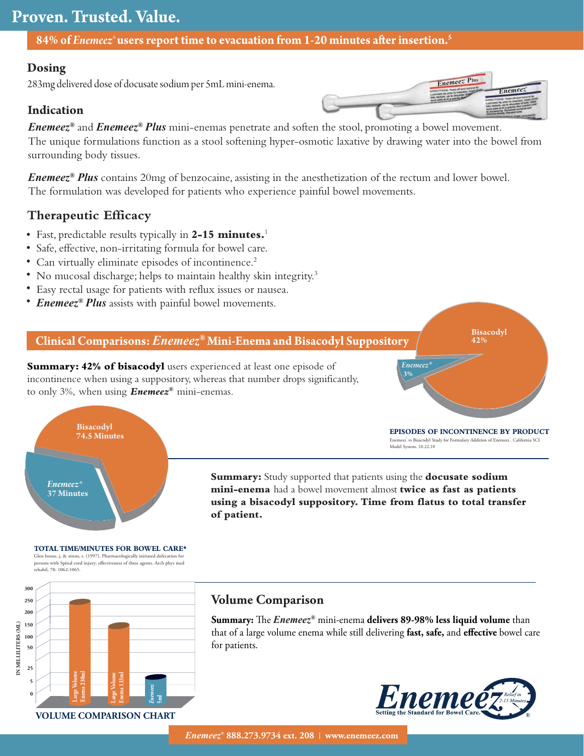# Proven. Trusted. Value.

**84% of *Enemeez*® users report time to evacuation from 1-20 minutes after insertion.[5]**

### Dosing

283mg delivered dose of docusate sodium per 5mL mini-enema.

### Indication

***Enemeez®*** and ***Enemeez® Plus*** mini-enemas penetrate and soften the stool, promoting a bowel movement. The unique formulations function as a stool softening hyper-osmotic laxative by drawing water into the bowel from surrounding body tissues.

***Enemeez® Plus*** contains 20mg of benzocaine, assisting in the anesthetization of the rectum and lower bowel. The formulation was developed for patients who experience painful bowel movements.

### Therapeutic Efficacy

- Fast, predictable results typically in **2-15 minutes.**[1]
- Safe, effective, non-irritating formula for bowel care.
- Can virtually eliminate episodes of incontinence.[2]
- No mucosal discharge; helps to maintain healthy skin integrity.[3]
- Easy rectal usage for patients with reflux issues or nausea.
- ***Enemeez® Plus*** assists with painful bowel movements.

## Clinical Comparisons: *Enemeez®* Mini-Enema and Bisacodyl Suppository

**Summary: 42% of bisacodyl** users experienced at least one episode of incontinence when using a suppository, whereas that number drops significantly, to only 3%, when using ***Enemeez®*** mini-enemas.

Bisacodyl 42%
*Enemeez®* 3%

**EPISODES OF INCONTINENCE BY PRODUCT**

Enemeez® vs Bisacodyl Study for Formulary Addition of Enemeez®. California SCI Model System. 10.22.10

Bisacodyl 74.5 Minutes
*Enemeez®* 37 Minutes

**Summary:** Study supported that patients using the **docusate sodium mini-enema** had a bowel movement almost **twice as fast as patients using a bisacodyl suppository. Time from flatus to total transfer of patient.**

**TOTAL TIME/MINUTES FOR BOWEL CARE***

Glen house, j. & stiens, s. (1997). Pharmacologically initiated defecation for persons with Spinal cord injury: effectiveness of three agents. Arch phys med rehabil, 78: 1062-1065.

IN MILLILITERS (ML)

Large Volume Enema 230ml | Large Volume Enema 133ml | *Enemeez* 5ml

**VOLUME COMPARISON CHART**

### Volume Comparison

**Summary:** The ***Enemeez®*** mini-enema **delivers 89-98% less liquid volume** than that of a large volume enema while still delivering **fast, safe,** and **effective** bowel care for patients.

*Enemeez* — Setting the Standard for Bowel Care. Relief in 2-15 Minutes

*Enemeez®* 888.273.9734 ext. 208 | www.enemeez.com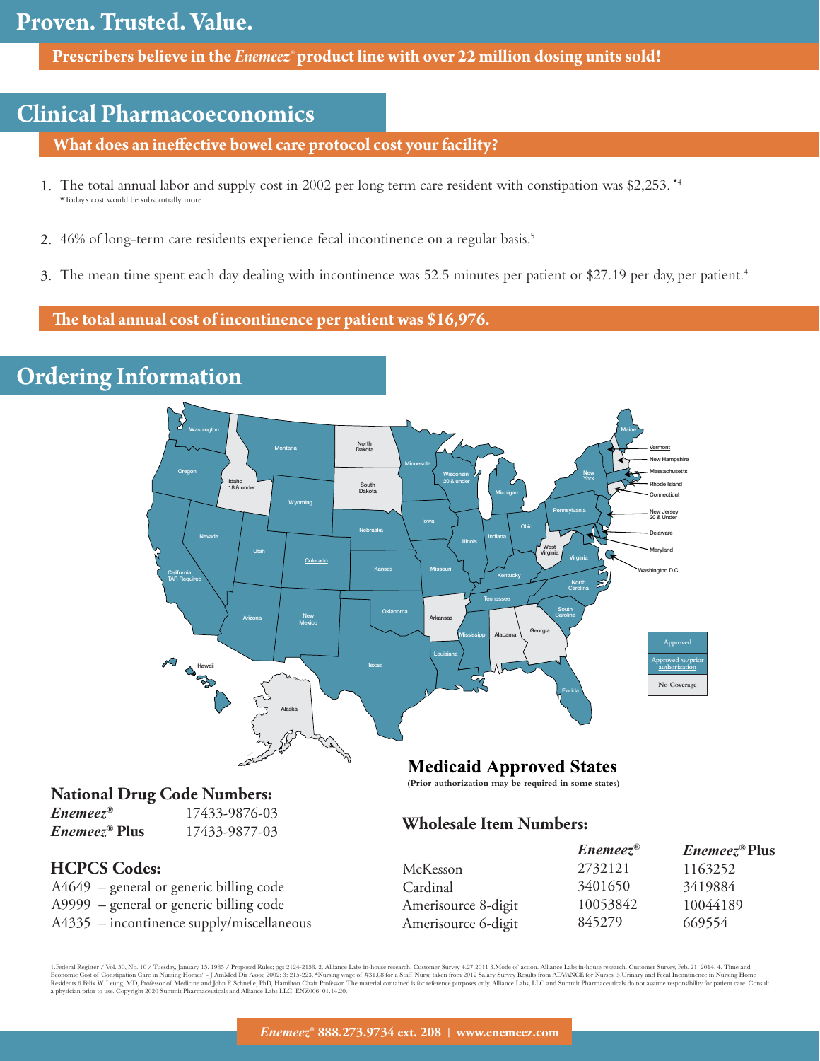# Proven. Trusted. Value.

**Prescribers believe in the *Enemeez*® product line with over 22 million dosing units sold!**

## Clinical Pharmacoeconomics

**What does an ineffective bowel care protocol cost your facility?**

1. The total annual labor and supply cost in 2002 per long term care resident with constipation was $2,253. *[4]
   *Today's cost would be substantially more.
2. 46% of long-term care residents experience fecal incontinence on a regular basis.[5]
3. The mean time spent each day dealing with incontinence was 52.5 minutes per patient or $27.19 per day, per patient.[4]

**The total annual cost of incontinence per patient was $16,976.**

## Ordering Information

Washington
Oregon
California TAR Required
Nevada
Idaho 18 & under
Montana
Wyoming
Utah
Arizona
Colorado
New Mexico
North Dakota
South Dakota
Nebraska
Kansas
Oklahoma
Texas
Minnesota
Iowa
Missouri
Arkansas
Louisiana
Wisconsin 20 & under
Illinois
Michigan
Indiana
Ohio
Kentucky
Tennessee
Mississippi
Alabama
Georgia
Florida
South Carolina
North Carolina
Virginia
West Virginia
Pennsylvania
New York
Maine
Vermont
New Hampshire
Massachusetts
Rhode Island
Connecticut
New Jersey 20 & Under
Delaware
Maryland
Washington D.C.
Hawaii
Alaska

Approved
Approved w/prior authorization
No Coverage

### Medicaid Approved States

**(Prior authorization may be required in some states)**

### National Drug Code Numbers:

| | |
|---|---|
| ***Enemeez*®** | 17433-9876-03 |
| ***Enemeez*® Plus** | 17433-9877-03 |

### HCPCS Codes:

A4649 – general or generic billing code
A9999 – general or generic billing code
A4335 – incontinence supply/miscellaneous

### Wholesale Item Numbers:

| | *Enemeez*® | *Enemeez*® Plus |
|---|---|---|
| McKesson | 2732121 | 1163252 |
| Cardinal | 3401650 | 3419884 |
| Amerisource 8-digit | 10053842 | 10044189 |
| Amerisource 6-digit | 845279 | 669554 |

1.Federal Register / Vol. 50, No. 10 / Tuesday, January 15, 1985 / Proposed Rules; pgs 2124-2158. 2. Alliance Labs in-house research. Customer Survey 4.27.2011 3.Mode of action. Alliance Labs in-house research. Customer Survey, Feb. 21, 2014. 4. Time and Economic Cost of Constipation Care in Nursing Homes" - J AmMed Dir Assoc 2002; 3: 215-223. *Nursing wage of #31.08 for a Staff Nurse taken from 2012 Salary Survey Results from ADVANCE for Nurses. 5.Urinary and Fecal Incontinence in Nursing Home Residents 6.Felix W. Leung, MD, Professor of Medicine and John F. Schnelle, PhD, Hamilton Chair Professor. The material contained is for reference purposes only. Alliance Labs, LLC and Summit Pharmaceuticals do not assume responsibility for patient care. Consult a physician prior to use. Copyright 2020 Summit Pharmaceuticals and Alliance Labs LLC. ENZ006 01.14.20.

***Enemeez*® 888.273.9734 ext. 208 | www.enemeez.com**